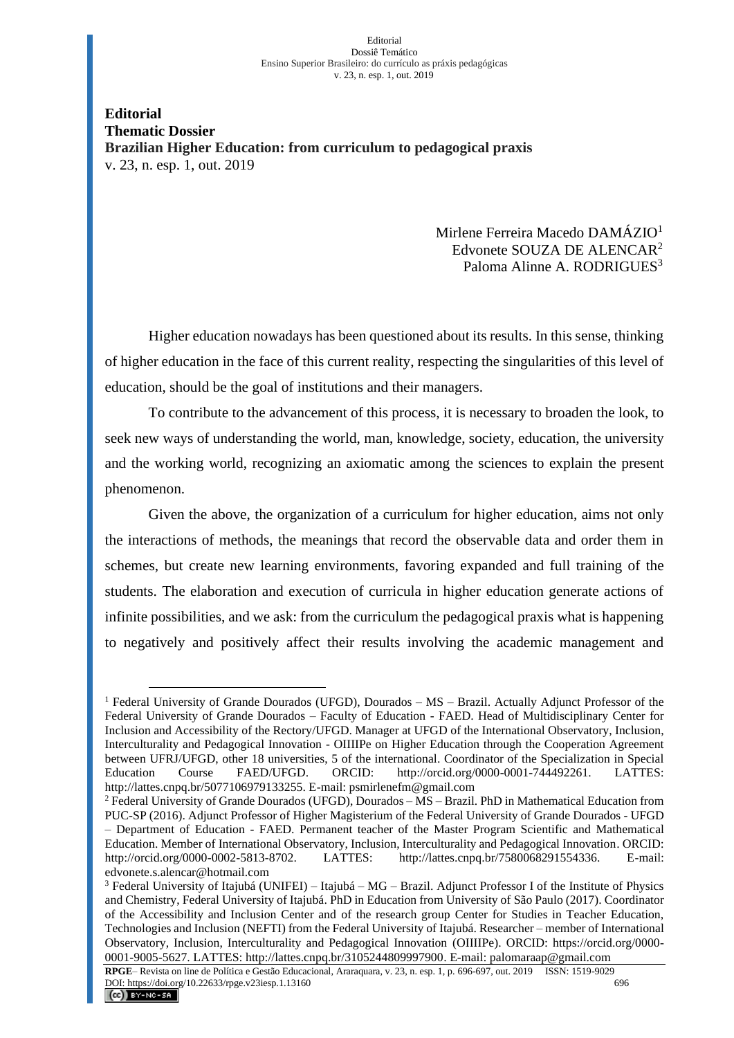**Editorial**
**Thematic Dossier**
**Brazilian Higher Education: from curriculum to pedagogical praxis**
v. 23, n. esp. 1, out. 2019

Mirlene Ferreira Macedo DAMÁZIO[1]
Edvonete SOUZA DE ALENCAR[2]
Paloma Alinne A. RODRIGUES[3]

Higher education nowadays has been questioned about its results. In this sense, thinking of higher education in the face of this current reality, respecting the singularities of this level of education, should be the goal of institutions and their managers.

To contribute to the advancement of this process, it is necessary to broaden the look, to seek new ways of understanding the world, man, knowledge, society, education, the university and the working world, recognizing an axiomatic among the sciences to explain the present phenomenon.

Given the above, the organization of a curriculum for higher education, aims not only the interactions of methods, the meanings that record the observable data and order them in schemes, but create new learning environments, favoring expanded and full training of the students. The elaboration and execution of curricula in higher education generate actions of infinite possibilities, and we ask: from the curriculum the pedagogical praxis what is happening to negatively and positively affect their results involving the academic management and

---

[1] Federal University of Grande Dourados (UFGD), Dourados – MS – Brazil. Actually Adjunct Professor of the Federal University of Grande Dourados – Faculty of Education - FAED. Head of Multidisciplinary Center for Inclusion and Accessibility of the Rectory/UFGD. Manager at UFGD of the International Observatory, Inclusion, Interculturality and Pedagogical Innovation - OIIIIPe on Higher Education through the Cooperation Agreement between UFRJ/UFGD, other 18 universities, 5 of the international. Coordinator of the Specialization in Special Education Course FAED/UFGD. ORCID: http://orcid.org/0000-0001-744492261. LATTES: http://lattes.cnpq.br/5077106979133255. E-mail: psmirlenefm@gmail.com

[2] Federal University of Grande Dourados (UFGD), Dourados – MS – Brazil. PhD in Mathematical Education from PUC-SP (2016). Adjunct Professor of Higher Magisterium of the Federal University of Grande Dourados - UFGD – Department of Education - FAED. Permanent teacher of the Master Program Scientific and Mathematical Education. Member of International Observatory, Inclusion, Interculturality and Pedagogical Innovation. ORCID: http://orcid.org/0000-0002-5813-8702. LATTES: http://lattes.cnpq.br/7580068291554336. E-mail: edvonete.s.alencar@hotmail.com

[3] Federal University of Itajubá (UNIFEI) – Itajubá – MG – Brazil. Adjunct Professor I of the Institute of Physics and Chemistry, Federal University of Itajubá. PhD in Education from University of São Paulo (2017). Coordinator of the Accessibility and Inclusion Center and of the research group Center for Studies in Teacher Education, Technologies and Inclusion (NEFTI) from the Federal University of Itajubá. Researcher – member of International Observatory, Inclusion, Interculturality and Pedagogical Innovation (OIIIIPe). ORCID: https://orcid.org/0000-0001-9005-5627. LATTES: http://lattes.cnpq.br/3105244809997900. E-mail: palomaraap@gmail.com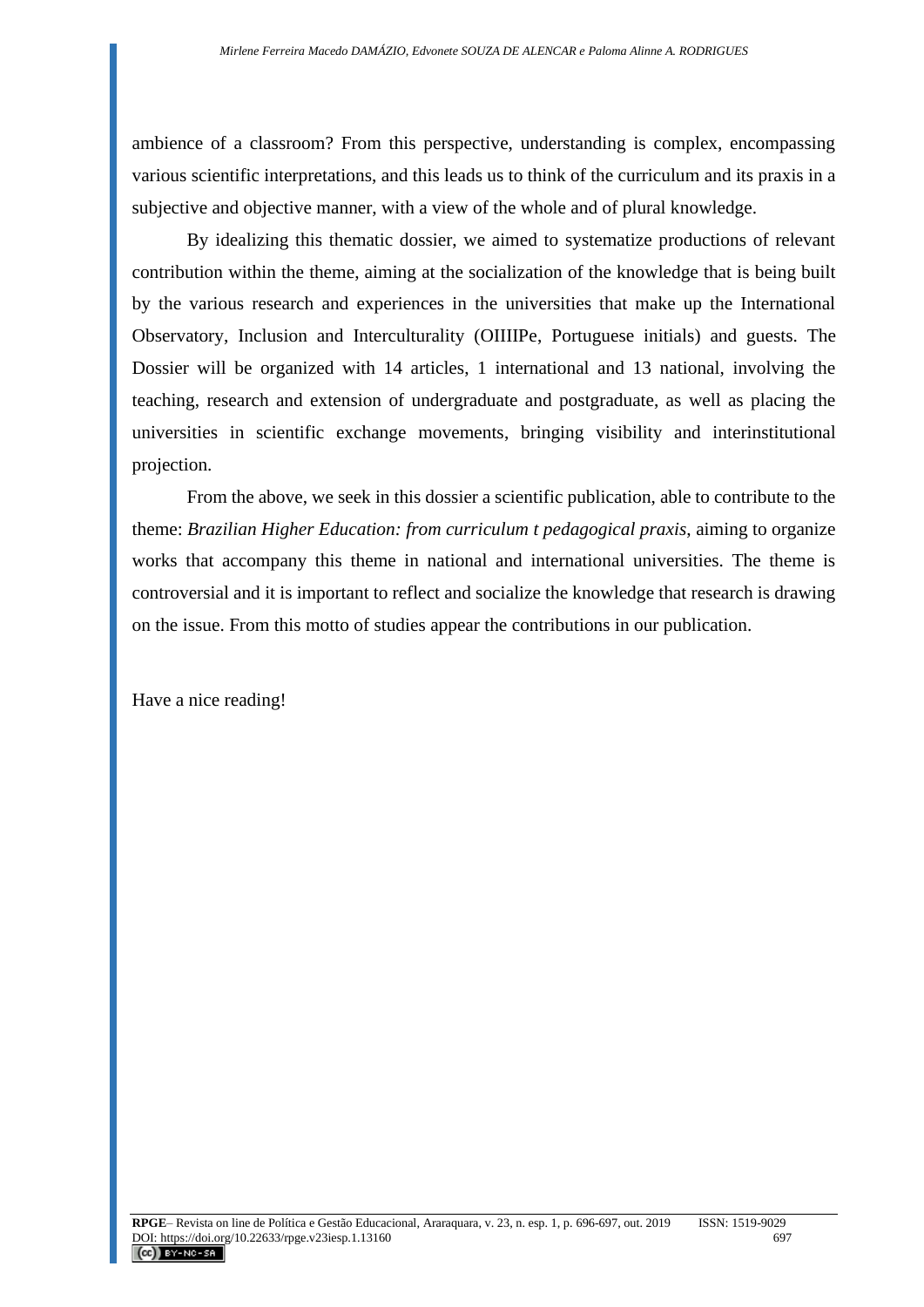ambience of a classroom? From this perspective, understanding is complex, encompassing various scientific interpretations, and this leads us to think of the curriculum and its praxis in a subjective and objective manner, with a view of the whole and of plural knowledge.

By idealizing this thematic dossier, we aimed to systematize productions of relevant contribution within the theme, aiming at the socialization of the knowledge that is being built by the various research and experiences in the universities that make up the International Observatory, Inclusion and Interculturality (OIIIIPe, Portuguese initials) and guests. The Dossier will be organized with 14 articles, 1 international and 13 national, involving the teaching, research and extension of undergraduate and postgraduate, as well as placing the universities in scientific exchange movements, bringing visibility and interinstitutional projection.

From the above, we seek in this dossier a scientific publication, able to contribute to the theme: *Brazilian Higher Education: from curriculum t pedagogical praxis*, aiming to organize works that accompany this theme in national and international universities. The theme is controversial and it is important to reflect and socialize the knowledge that research is drawing on the issue. From this motto of studies appear the contributions in our publication.

Have a nice reading!